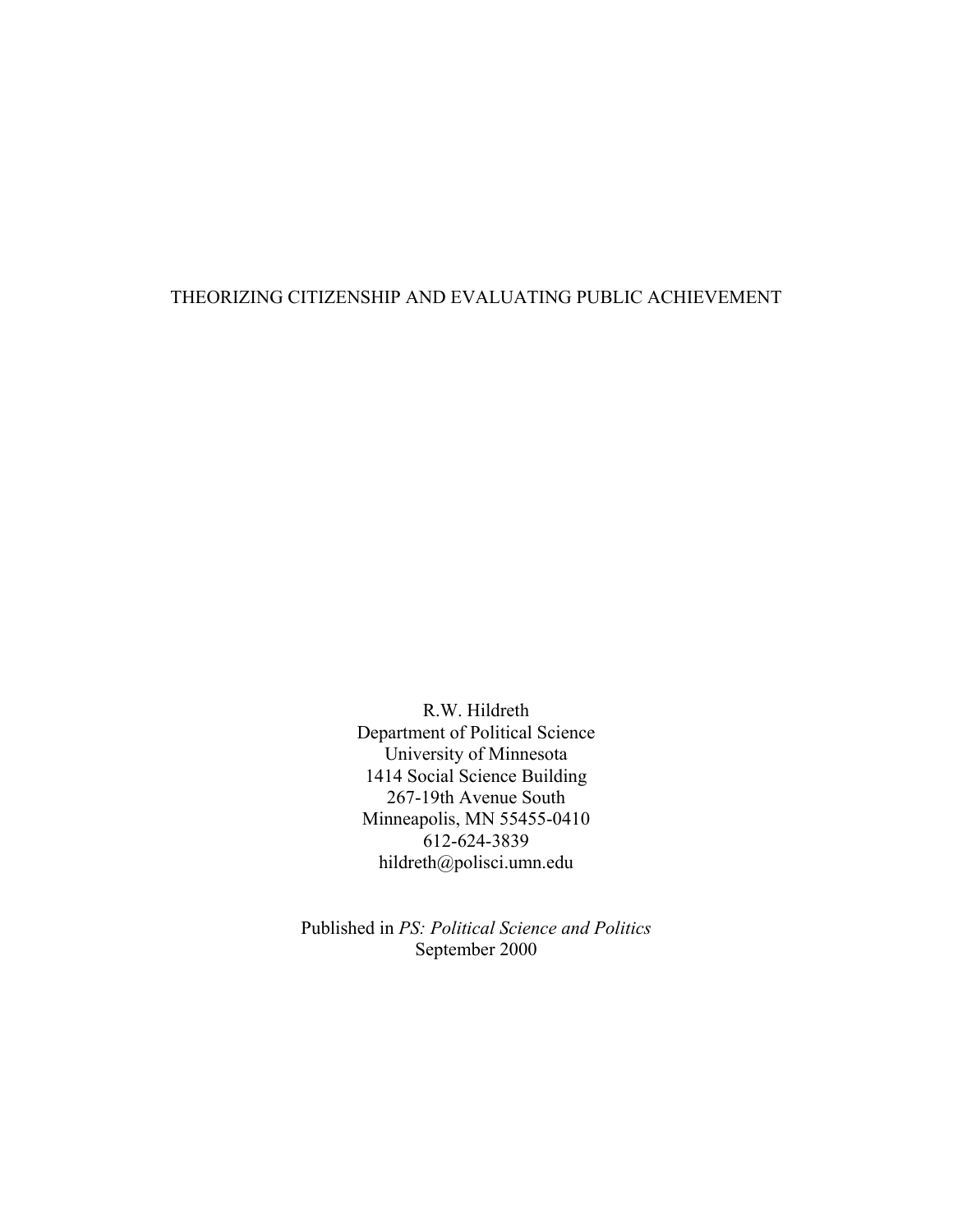# THEORIZING CITIZENSHIP AND EVALUATING PUBLIC ACHIEVEMENT

R.W. Hildreth
Department of Political Science
University of Minnesota
1414 Social Science Building
267-19th Avenue South
Minneapolis, MN 55455-0410
612-624-3839
hildreth@polisci.umn.edu

Published in *PS: Political Science and Politics*
September 2000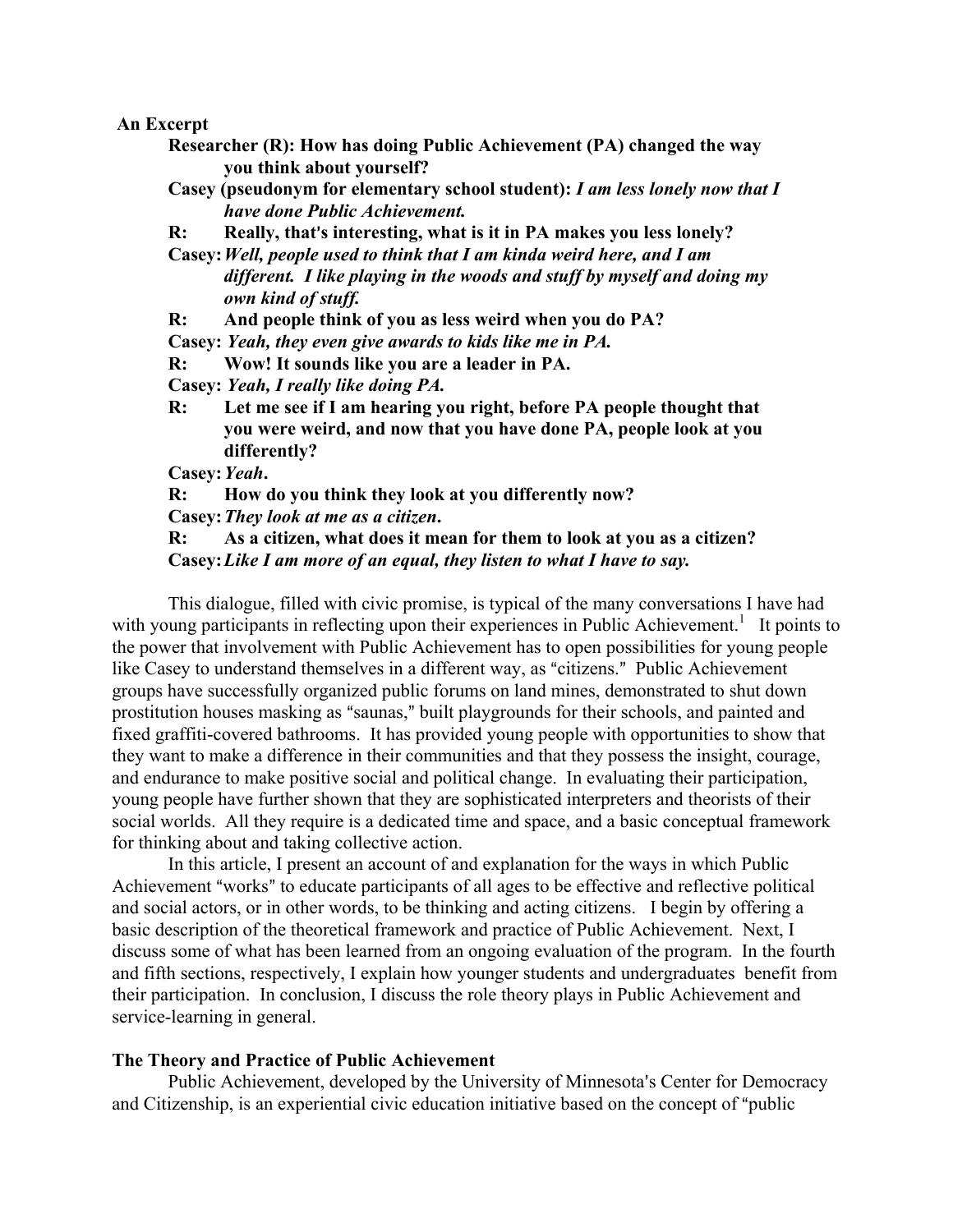**An Excerpt**

**Researcher (R): How has doing Public Achievement (PA) changed the way you think about yourself?**

**Casey (pseudonym for elementary school student):** ***I am less lonely now that I have done Public Achievement.***

**R: Really, that's interesting, what is it in PA makes you less lonely?**

**Casey:** ***Well, people used to think that I am kinda weird here, and I am different. I like playing in the woods and stuff by myself and doing my own kind of stuff.***

**R: And people think of you as less weird when you do PA?**

**Casey:** ***Yeah, they even give awards to kids like me in PA.***

**R: Wow! It sounds like you are a leader in PA.**

**Casey:** ***Yeah, I really like doing PA.***

**R: Let me see if I am hearing you right, before PA people thought that you were weird, and now that you have done PA, people look at you differently?**

**Casey:** ***Yeah*.**

**R: How do you think they look at you differently now?**

**Casey:** ***They look at me as a citizen*.**

**R: As a citizen, what does it mean for them to look at you as a citizen?**

**Casey:** ***Like I am more of an equal, they listen to what I have to say.***

This dialogue, filled with civic promise, is typical of the many conversations I have had with young participants in reflecting upon their experiences in Public Achievement.[1] It points to the power that involvement with Public Achievement has to open possibilities for young people like Casey to understand themselves in a different way, as "citizens." Public Achievement groups have successfully organized public forums on land mines, demonstrated to shut down prostitution houses masking as "saunas," built playgrounds for their schools, and painted and fixed graffiti-covered bathrooms. It has provided young people with opportunities to show that they want to make a difference in their communities and that they possess the insight, courage, and endurance to make positive social and political change. In evaluating their participation, young people have further shown that they are sophisticated interpreters and theorists of their social worlds. All they require is a dedicated time and space, and a basic conceptual framework for thinking about and taking collective action.

In this article, I present an account of and explanation for the ways in which Public Achievement "works" to educate participants of all ages to be effective and reflective political and social actors, or in other words, to be thinking and acting citizens. I begin by offering a basic description of the theoretical framework and practice of Public Achievement. Next, I discuss some of what has been learned from an ongoing evaluation of the program. In the fourth and fifth sections, respectively, I explain how younger students and undergraduates benefit from their participation. In conclusion, I discuss the role theory plays in Public Achievement and service-learning in general.

## The Theory and Practice of Public Achievement

Public Achievement, developed by the University of Minnesota's Center for Democracy and Citizenship, is an experiential civic education initiative based on the concept of "public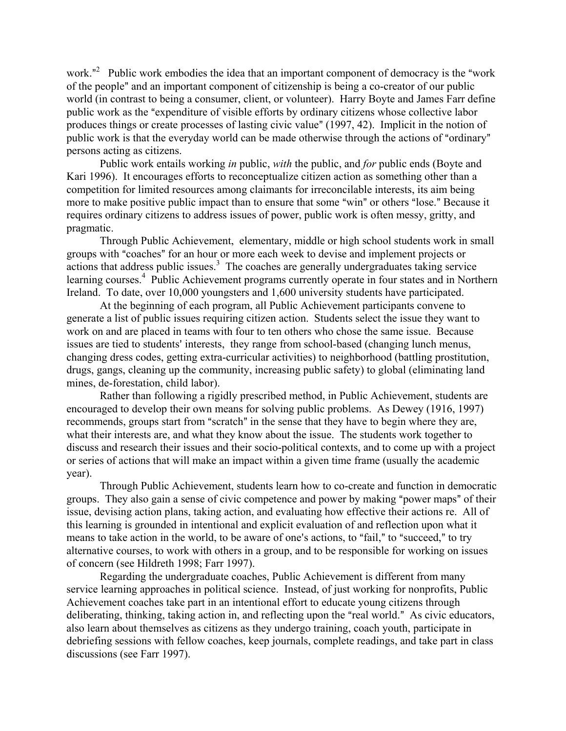work."[2] Public work embodies the idea that an important component of democracy is the "work of the people" and an important component of citizenship is being a co-creator of our public world (in contrast to being a consumer, client, or volunteer). Harry Boyte and James Farr define public work as the "expenditure of visible efforts by ordinary citizens whose collective labor produces things or create processes of lasting civic value" (1997, 42). Implicit in the notion of public work is that the everyday world can be made otherwise through the actions of "ordinary" persons acting as citizens.

Public work entails working *in* public, *with* the public, and *for* public ends (Boyte and Kari 1996). It encourages efforts to reconceptualize citizen action as something other than a competition for limited resources among claimants for irreconcilable interests, its aim being more to make positive public impact than to ensure that some "win" or others "lose." Because it requires ordinary citizens to address issues of power, public work is often messy, gritty, and pragmatic.

Through Public Achievement, elementary, middle or high school students work in small groups with "coaches" for an hour or more each week to devise and implement projects or actions that address public issues.[3] The coaches are generally undergraduates taking service learning courses.[4] Public Achievement programs currently operate in four states and in Northern Ireland. To date, over 10,000 youngsters and 1,600 university students have participated.

At the beginning of each program, all Public Achievement participants convene to generate a list of public issues requiring citizen action. Students select the issue they want to work on and are placed in teams with four to ten others who chose the same issue. Because issues are tied to students' interests, they range from school-based (changing lunch menus, changing dress codes, getting extra-curricular activities) to neighborhood (battling prostitution, drugs, gangs, cleaning up the community, increasing public safety) to global (eliminating land mines, de-forestation, child labor).

Rather than following a rigidly prescribed method, in Public Achievement, students are encouraged to develop their own means for solving public problems. As Dewey (1916, 1997) recommends, groups start from "scratch" in the sense that they have to begin where they are, what their interests are, and what they know about the issue. The students work together to discuss and research their issues and their socio-political contexts, and to come up with a project or series of actions that will make an impact within a given time frame (usually the academic year).

Through Public Achievement, students learn how to co-create and function in democratic groups. They also gain a sense of civic competence and power by making "power maps" of their issue, devising action plans, taking action, and evaluating how effective their actions re. All of this learning is grounded in intentional and explicit evaluation of and reflection upon what it means to take action in the world, to be aware of one's actions, to "fail," to "succeed," to try alternative courses, to work with others in a group, and to be responsible for working on issues of concern (see Hildreth 1998; Farr 1997).

Regarding the undergraduate coaches, Public Achievement is different from many service learning approaches in political science. Instead, of just working for nonprofits, Public Achievement coaches take part in an intentional effort to educate young citizens through deliberating, thinking, taking action in, and reflecting upon the "real world." As civic educators, also learn about themselves as citizens as they undergo training, coach youth, participate in debriefing sessions with fellow coaches, keep journals, complete readings, and take part in class discussions (see Farr 1997).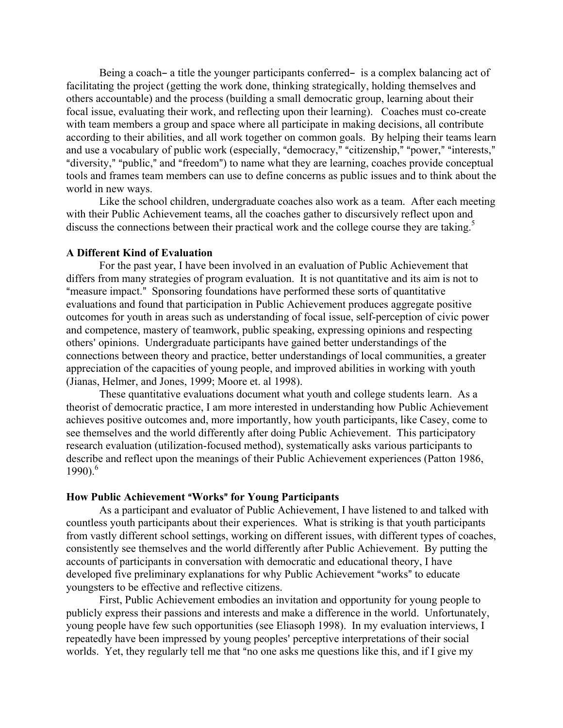Being a coach– a title the younger participants conferred– is a complex balancing act of facilitating the project (getting the work done, thinking strategically, holding themselves and others accountable) and the process (building a small democratic group, learning about their focal issue, evaluating their work, and reflecting upon their learning). Coaches must co-create with team members a group and space where all participate in making decisions, all contribute according to their abilities, and all work together on common goals. By helping their teams learn and use a vocabulary of public work (especially, "democracy," "citizenship," "power," "interests," "diversity," "public," and "freedom") to name what they are learning, coaches provide conceptual tools and frames team members can use to define concerns as public issues and to think about the world in new ways.

Like the school children, undergraduate coaches also work as a team. After each meeting with their Public Achievement teams, all the coaches gather to discursively reflect upon and discuss the connections between their practical work and the college course they are taking.[5]

**A Different Kind of Evaluation**

For the past year, I have been involved in an evaluation of Public Achievement that differs from many strategies of program evaluation. It is not quantitative and its aim is not to "measure impact." Sponsoring foundations have performed these sorts of quantitative evaluations and found that participation in Public Achievement produces aggregate positive outcomes for youth in areas such as understanding of focal issue, self-perception of civic power and competence, mastery of teamwork, public speaking, expressing opinions and respecting others' opinions. Undergraduate participants have gained better understandings of the connections between theory and practice, better understandings of local communities, a greater appreciation of the capacities of young people, and improved abilities in working with youth (Jianas, Helmer, and Jones, 1999; Moore et. al 1998).

These quantitative evaluations document what youth and college students learn. As a theorist of democratic practice, I am more interested in understanding how Public Achievement achieves positive outcomes and, more importantly, how youth participants, like Casey, come to see themselves and the world differently after doing Public Achievement. This participatory research evaluation (utilization-focused method), systematically asks various participants to describe and reflect upon the meanings of their Public Achievement experiences (Patton 1986, 1990).[6]

**How Public Achievement "Works" for Young Participants**

As a participant and evaluator of Public Achievement, I have listened to and talked with countless youth participants about their experiences. What is striking is that youth participants from vastly different school settings, working on different issues, with different types of coaches, consistently see themselves and the world differently after Public Achievement. By putting the accounts of participants in conversation with democratic and educational theory, I have developed five preliminary explanations for why Public Achievement "works" to educate youngsters to be effective and reflective citizens.

First, Public Achievement embodies an invitation and opportunity for young people to publicly express their passions and interests and make a difference in the world. Unfortunately, young people have few such opportunities (see Eliasoph 1998). In my evaluation interviews, I repeatedly have been impressed by young peoples' perceptive interpretations of their social worlds. Yet, they regularly tell me that "no one asks me questions like this, and if I give my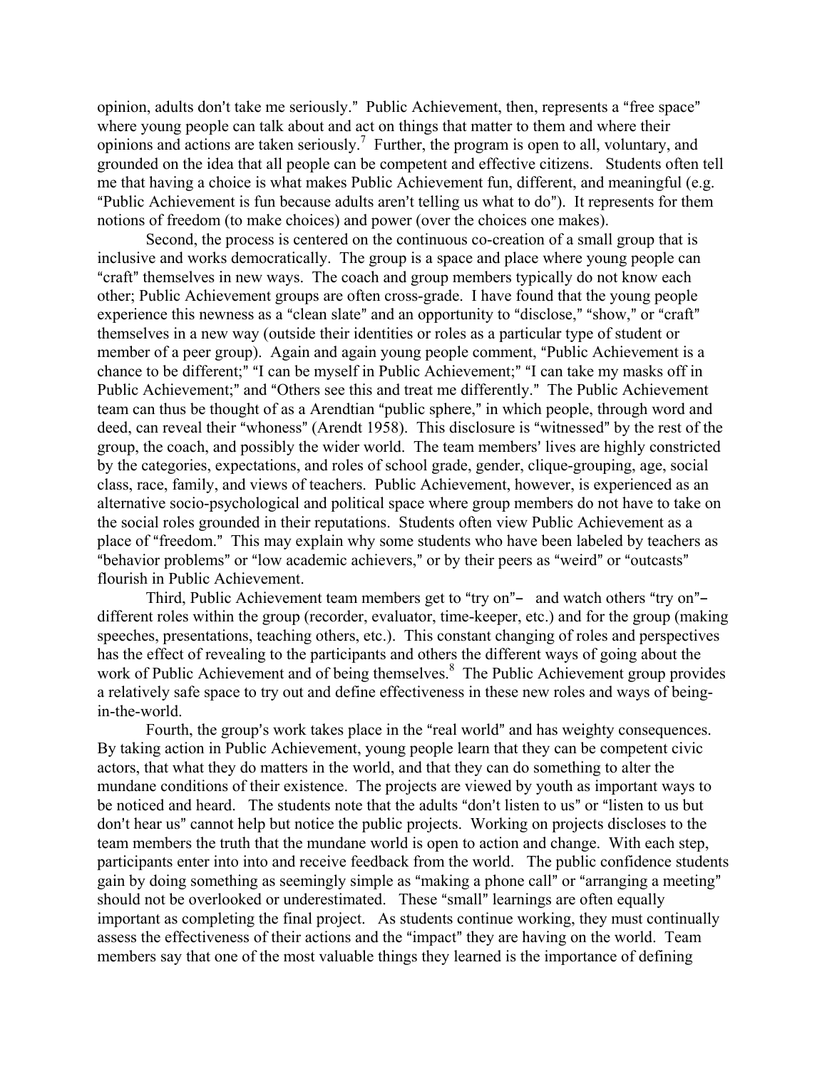opinion, adults don't take me seriously." Public Achievement, then, represents a "free space" where young people can talk about and act on things that matter to them and where their opinions and actions are taken seriously.[7] Further, the program is open to all, voluntary, and grounded on the idea that all people can be competent and effective citizens. Students often tell me that having a choice is what makes Public Achievement fun, different, and meaningful (e.g. "Public Achievement is fun because adults aren't telling us what to do"). It represents for them notions of freedom (to make choices) and power (over the choices one makes).

Second, the process is centered on the continuous co-creation of a small group that is inclusive and works democratically. The group is a space and place where young people can "craft" themselves in new ways. The coach and group members typically do not know each other; Public Achievement groups are often cross-grade. I have found that the young people experience this newness as a "clean slate" and an opportunity to "disclose," "show," or "craft" themselves in a new way (outside their identities or roles as a particular type of student or member of a peer group). Again and again young people comment, "Public Achievement is a chance to be different;" "I can be myself in Public Achievement;" "I can take my masks off in Public Achievement;" and "Others see this and treat me differently." The Public Achievement team can thus be thought of as a Arendtian "public sphere," in which people, through word and deed, can reveal their "whoness" (Arendt 1958). This disclosure is "witnessed" by the rest of the group, the coach, and possibly the wider world. The team members' lives are highly constricted by the categories, expectations, and roles of school grade, gender, clique-grouping, age, social class, race, family, and views of teachers. Public Achievement, however, is experienced as an alternative socio-psychological and political space where group members do not have to take on the social roles grounded in their reputations. Students often view Public Achievement as a place of "freedom." This may explain why some students who have been labeled by teachers as "behavior problems" or "low academic achievers," or by their peers as "weird" or "outcasts" flourish in Public Achievement.

Third, Public Achievement team members get to "try on"– and watch others "try on"– different roles within the group (recorder, evaluator, time-keeper, etc.) and for the group (making speeches, presentations, teaching others, etc.). This constant changing of roles and perspectives has the effect of revealing to the participants and others the different ways of going about the work of Public Achievement and of being themselves.[8] The Public Achievement group provides a relatively safe space to try out and define effectiveness in these new roles and ways of being-in-the-world.

Fourth, the group's work takes place in the "real world" and has weighty consequences. By taking action in Public Achievement, young people learn that they can be competent civic actors, that what they do matters in the world, and that they can do something to alter the mundane conditions of their existence. The projects are viewed by youth as important ways to be noticed and heard. The students note that the adults "don't listen to us" or "listen to us but don't hear us" cannot help but notice the public projects. Working on projects discloses to the team members the truth that the mundane world is open to action and change. With each step, participants enter into into and receive feedback from the world. The public confidence students gain by doing something as seemingly simple as "making a phone call" or "arranging a meeting" should not be overlooked or underestimated. These "small" learnings are often equally important as completing the final project. As students continue working, they must continually assess the effectiveness of their actions and the "impact" they are having on the world. Team members say that one of the most valuable things they learned is the importance of defining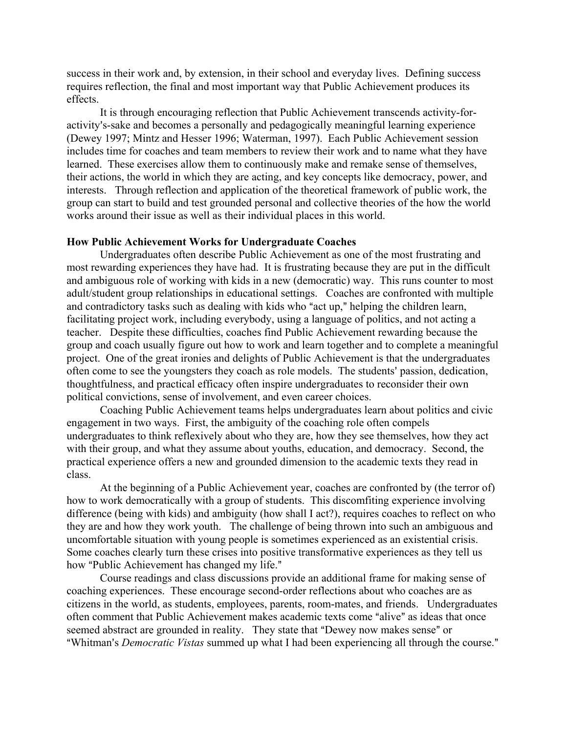success in their work and, by extension, in their school and everyday lives. Defining success requires reflection, the final and most important way that Public Achievement produces its effects.

It is through encouraging reflection that Public Achievement transcends activity-for-activity's-sake and becomes a personally and pedagogically meaningful learning experience (Dewey 1997; Mintz and Hesser 1996; Waterman, 1997). Each Public Achievement session includes time for coaches and team members to review their work and to name what they have learned. These exercises allow them to continuously make and remake sense of themselves, their actions, the world in which they are acting, and key concepts like democracy, power, and interests. Through reflection and application of the theoretical framework of public work, the group can start to build and test grounded personal and collective theories of the how the world works around their issue as well as their individual places in this world.

**How Public Achievement Works for Undergraduate Coaches**

Undergraduates often describe Public Achievement as one of the most frustrating and most rewarding experiences they have had. It is frustrating because they are put in the difficult and ambiguous role of working with kids in a new (democratic) way. This runs counter to most adult/student group relationships in educational settings. Coaches are confronted with multiple and contradictory tasks such as dealing with kids who "act up," helping the children learn, facilitating project work, including everybody, using a language of politics, and not acting a teacher. Despite these difficulties, coaches find Public Achievement rewarding because the group and coach usually figure out how to work and learn together and to complete a meaningful project. One of the great ironies and delights of Public Achievement is that the undergraduates often come to see the youngsters they coach as role models. The students' passion, dedication, thoughtfulness, and practical efficacy often inspire undergraduates to reconsider their own political convictions, sense of involvement, and even career choices.

Coaching Public Achievement teams helps undergraduates learn about politics and civic engagement in two ways. First, the ambiguity of the coaching role often compels undergraduates to think reflexively about who they are, how they see themselves, how they act with their group, and what they assume about youths, education, and democracy. Second, the practical experience offers a new and grounded dimension to the academic texts they read in class.

At the beginning of a Public Achievement year, coaches are confronted by (the terror of) how to work democratically with a group of students. This discomfiting experience involving difference (being with kids) and ambiguity (how shall I act?), requires coaches to reflect on who they are and how they work youth. The challenge of being thrown into such an ambiguous and uncomfortable situation with young people is sometimes experienced as an existential crisis. Some coaches clearly turn these crises into positive transformative experiences as they tell us how "Public Achievement has changed my life."

Course readings and class discussions provide an additional frame for making sense of coaching experiences. These encourage second-order reflections about who coaches are as citizens in the world, as students, employees, parents, room-mates, and friends. Undergraduates often comment that Public Achievement makes academic texts come "alive" as ideas that once seemed abstract are grounded in reality. They state that "Dewey now makes sense" or "Whitman's *Democratic Vistas* summed up what I had been experiencing all through the course."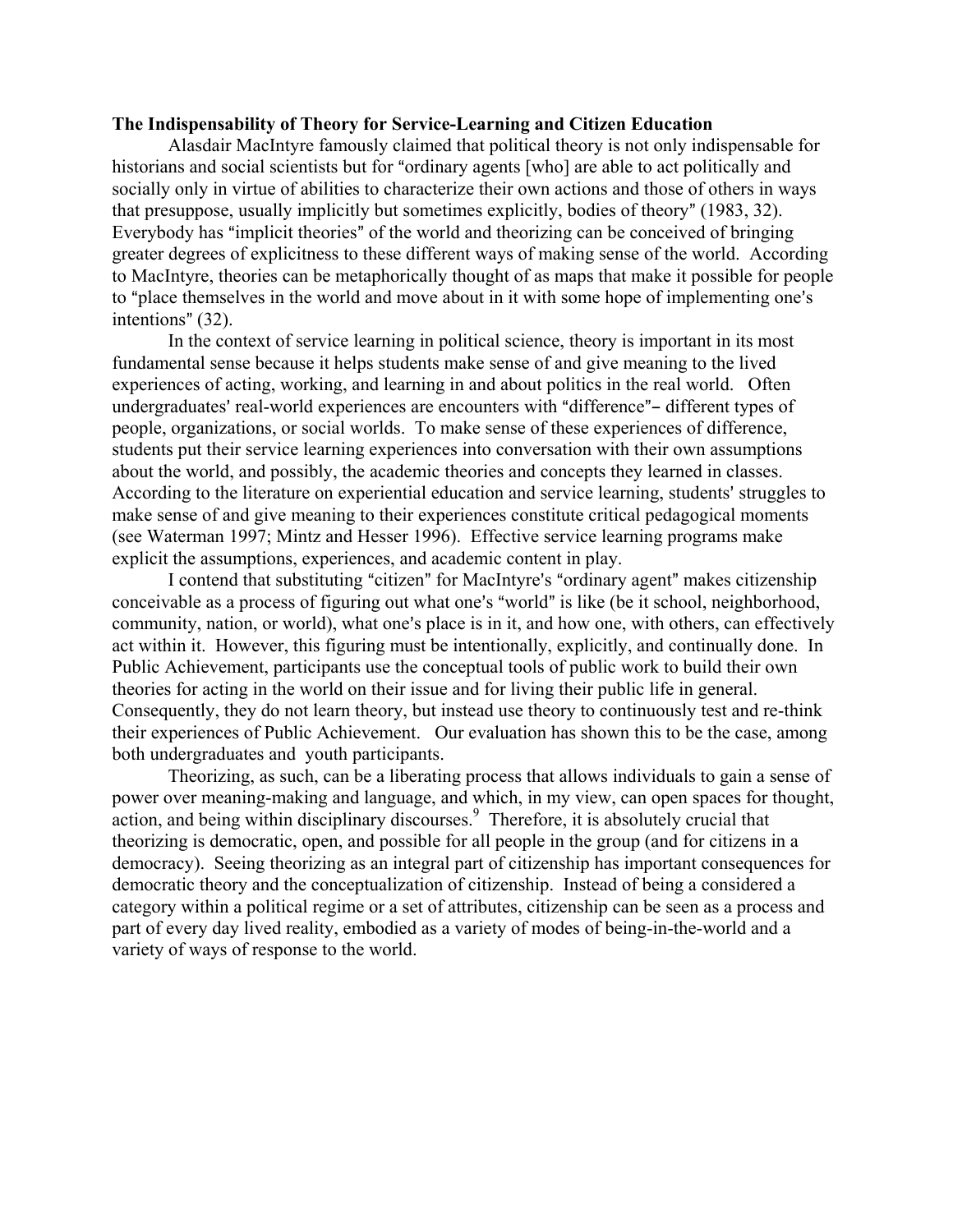**The Indispensability of Theory for Service-Learning and Citizen Education**

Alasdair MacIntyre famously claimed that political theory is not only indispensable for historians and social scientists but for "ordinary agents [who] are able to act politically and socially only in virtue of abilities to characterize their own actions and those of others in ways that presuppose, usually implicitly but sometimes explicitly, bodies of theory" (1983, 32). Everybody has "implicit theories" of the world and theorizing can be conceived of bringing greater degrees of explicitness to these different ways of making sense of the world. According to MacIntyre, theories can be metaphorically thought of as maps that make it possible for people to "place themselves in the world and move about in it with some hope of implementing one's intentions" (32).

In the context of service learning in political science, theory is important in its most fundamental sense because it helps students make sense of and give meaning to the lived experiences of acting, working, and learning in and about politics in the real world. Often undergraduates' real-world experiences are encounters with "difference"– different types of people, organizations, or social worlds. To make sense of these experiences of difference, students put their service learning experiences into conversation with their own assumptions about the world, and possibly, the academic theories and concepts they learned in classes. According to the literature on experiential education and service learning, students' struggles to make sense of and give meaning to their experiences constitute critical pedagogical moments (see Waterman 1997; Mintz and Hesser 1996). Effective service learning programs make explicit the assumptions, experiences, and academic content in play.

I contend that substituting "citizen" for MacIntyre's "ordinary agent" makes citizenship conceivable as a process of figuring out what one's "world" is like (be it school, neighborhood, community, nation, or world), what one's place is in it, and how one, with others, can effectively act within it. However, this figuring must be intentionally, explicitly, and continually done. In Public Achievement, participants use the conceptual tools of public work to build their own theories for acting in the world on their issue and for living their public life in general. Consequently, they do not learn theory, but instead use theory to continuously test and re-think their experiences of Public Achievement. Our evaluation has shown this to be the case, among both undergraduates and youth participants.

Theorizing, as such, can be a liberating process that allows individuals to gain a sense of power over meaning-making and language, and which, in my view, can open spaces for thought, action, and being within disciplinary discourses.[9] Therefore, it is absolutely crucial that theorizing is democratic, open, and possible for all people in the group (and for citizens in a democracy). Seeing theorizing as an integral part of citizenship has important consequences for democratic theory and the conceptualization of citizenship. Instead of being a considered a category within a political regime or a set of attributes, citizenship can be seen as a process and part of every day lived reality, embodied as a variety of modes of being-in-the-world and a variety of ways of response to the world.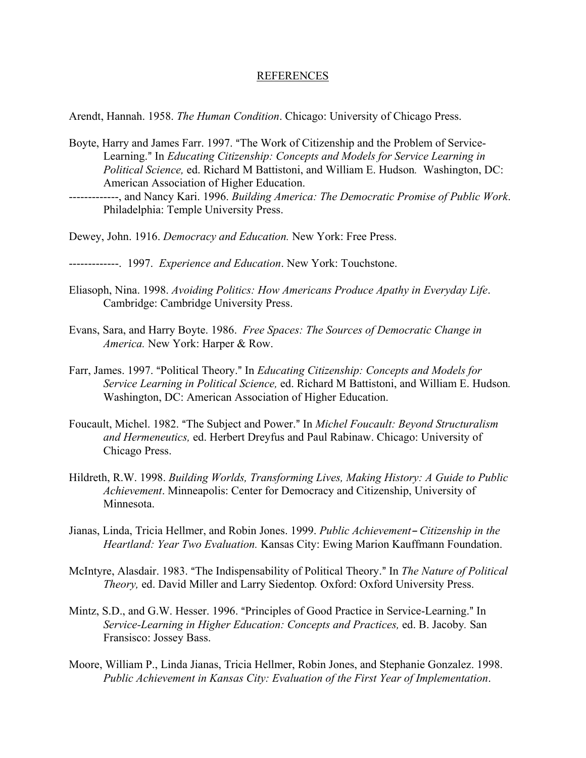REFERENCES

Arendt, Hannah. 1958. *The Human Condition*. Chicago: University of Chicago Press.

Boyte, Harry and James Farr. 1997. "The Work of Citizenship and the Problem of Service-Learning." In *Educating Citizenship: Concepts and Models for Service Learning in Political Science,* ed. Richard M Battistoni, and William E. Hudson*.* Washington, DC: American Association of Higher Education.

-------------, and Nancy Kari. 1996. *Building America: The Democratic Promise of Public Work*. Philadelphia: Temple University Press.

Dewey, John. 1916. *Democracy and Education.* New York: Free Press.

-------------. 1997. *Experience and Education*. New York: Touchstone.

Eliasoph, Nina. 1998. *Avoiding Politics: How Americans Produce Apathy in Everyday Life*. Cambridge: Cambridge University Press.

Evans, Sara, and Harry Boyte. 1986. *Free Spaces: The Sources of Democratic Change in America.* New York: Harper & Row.

Farr, James. 1997. "Political Theory." In *Educating Citizenship: Concepts and Models for Service Learning in Political Science,* ed. Richard M Battistoni, and William E. Hudson*.* Washington, DC: American Association of Higher Education.

Foucault, Michel. 1982. "The Subject and Power." In *Michel Foucault: Beyond Structuralism and Hermeneutics,* ed. Herbert Dreyfus and Paul Rabinaw. Chicago: University of Chicago Press.

Hildreth, R.W. 1998. *Building Worlds, Transforming Lives, Making History: A Guide to Public Achievement*. Minneapolis: Center for Democracy and Citizenship, University of Minnesota.

Jianas, Linda, Tricia Hellmer, and Robin Jones. 1999. *Public Achievement– Citizenship in the Heartland: Year Two Evaluation.* Kansas City: Ewing Marion Kauffmann Foundation.

McIntyre, Alasdair. 1983. "The Indispensability of Political Theory." In *The Nature of Political Theory,* ed. David Miller and Larry Siedentop*.* Oxford: Oxford University Press.

Mintz, S.D., and G.W. Hesser. 1996. "Principles of Good Practice in Service-Learning." In *Service-Learning in Higher Education: Concepts and Practices,* ed. B. Jacoby*.* San Fransisco: Jossey Bass.

Moore, William P., Linda Jianas, Tricia Hellmer, Robin Jones, and Stephanie Gonzalez. 1998. *Public Achievement in Kansas City: Evaluation of the First Year of Implementation*.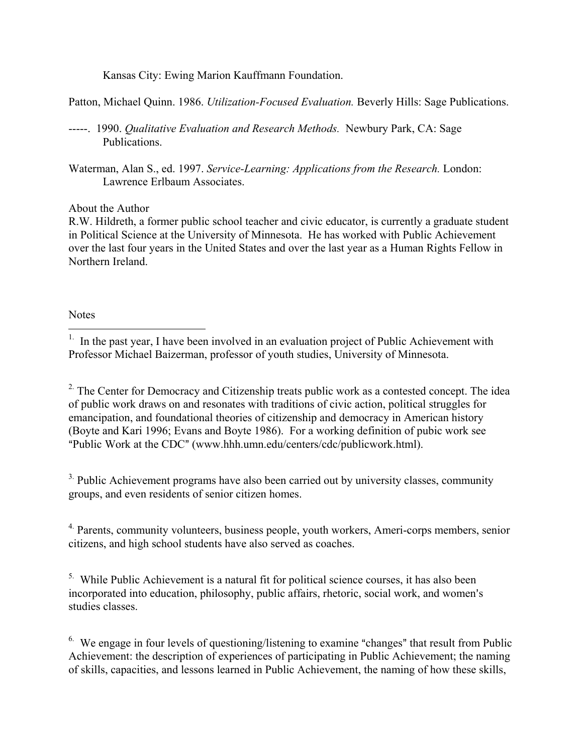Kansas City: Ewing Marion Kauffmann Foundation.

Patton, Michael Quinn. 1986. *Utilization-Focused Evaluation.* Beverly Hills: Sage Publications.

-----. 1990. *Qualitative Evaluation and Research Methods.* Newbury Park, CA: Sage Publications.

Waterman, Alan S., ed. 1997. *Service-Learning: Applications from the Research.* London: Lawrence Erlbaum Associates.

About the Author

R.W. Hildreth, a former public school teacher and civic educator, is currently a graduate student in Political Science at the University of Minnesota. He has worked with Public Achievement over the last four years in the United States and over the last year as a Human Rights Fellow in Northern Ireland.

Notes

1. In the past year, I have been involved in an evaluation project of Public Achievement with Professor Michael Baizerman, professor of youth studies, University of Minnesota.

2. The Center for Democracy and Citizenship treats public work as a contested concept. The idea of public work draws on and resonates with traditions of civic action, political struggles for emancipation, and foundational theories of citizenship and democracy in American history (Boyte and Kari 1996; Evans and Boyte 1986). For a working definition of pubic work see "Public Work at the CDC" (www.hhh.umn.edu/centers/cdc/publicwork.html).

3. Public Achievement programs have also been carried out by university classes, community groups, and even residents of senior citizen homes.

4. Parents, community volunteers, business people, youth workers, Ameri-corps members, senior citizens, and high school students have also served as coaches.

5. While Public Achievement is a natural fit for political science courses, it has also been incorporated into education, philosophy, public affairs, rhetoric, social work, and women's studies classes.

6. We engage in four levels of questioning/listening to examine "changes" that result from Public Achievement: the description of experiences of participating in Public Achievement; the naming of skills, capacities, and lessons learned in Public Achievement, the naming of how these skills,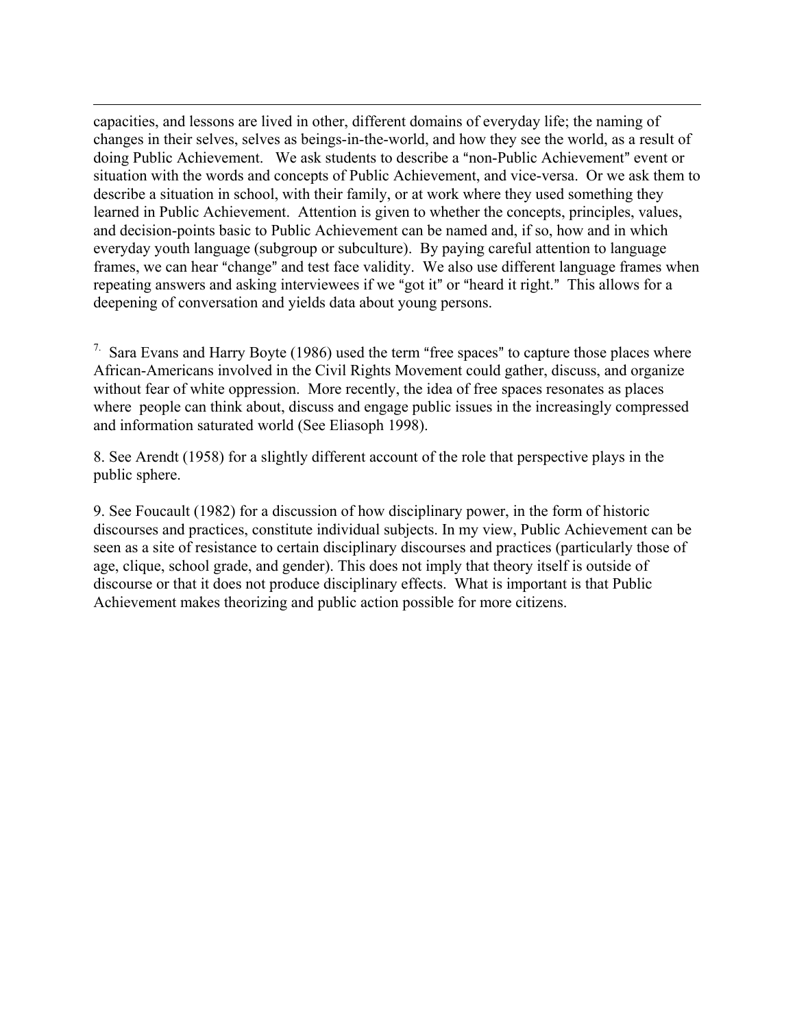capacities, and lessons are lived in other, different domains of everyday life; the naming of changes in their selves, selves as beings-in-the-world, and how they see the world, as a result of doing Public Achievement. We ask students to describe a "non-Public Achievement" event or situation with the words and concepts of Public Achievement, and vice-versa. Or we ask them to describe a situation in school, with their family, or at work where they used something they learned in Public Achievement. Attention is given to whether the concepts, principles, values, and decision-points basic to Public Achievement can be named and, if so, how and in which everyday youth language (subgroup or subculture). By paying careful attention to language frames, we can hear "change" and test face validity. We also use different language frames when repeating answers and asking interviewees if we "got it" or "heard it right." This allows for a deepening of conversation and yields data about young persons.

7. Sara Evans and Harry Boyte (1986) used the term "free spaces" to capture those places where African-Americans involved in the Civil Rights Movement could gather, discuss, and organize without fear of white oppression. More recently, the idea of free spaces resonates as places where people can think about, discuss and engage public issues in the increasingly compressed and information saturated world (See Eliasoph 1998).

8. See Arendt (1958) for a slightly different account of the role that perspective plays in the public sphere.

9. See Foucault (1982) for a discussion of how disciplinary power, in the form of historic discourses and practices, constitute individual subjects. In my view, Public Achievement can be seen as a site of resistance to certain disciplinary discourses and practices (particularly those of age, clique, school grade, and gender). This does not imply that theory itself is outside of discourse or that it does not produce disciplinary effects. What is important is that Public Achievement makes theorizing and public action possible for more citizens.